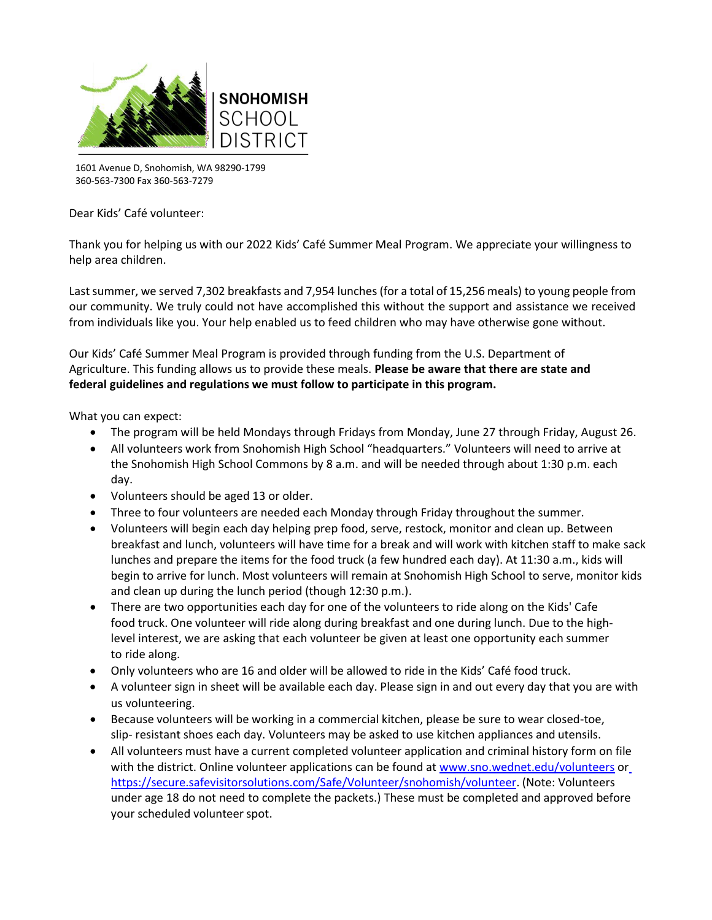**SNOHOMISH SCHOOL DISTRICT**

1601 Avenue D, Snohomish, WA 98290-1799
360-563-7300 Fax 360-563-7279

Dear Kids' Café volunteer:

Thank you for helping us with our 2022 Kids' Café Summer Meal Program. We appreciate your willingness to help area children.

Last summer, we served 7,302 breakfasts and 7,954 lunches (for a total of 15,256 meals) to young people from our community. We truly could not have accomplished this without the support and assistance we received from individuals like you. Your help enabled us to feed children who may have otherwise gone without.

Our Kids' Café Summer Meal Program is provided through funding from the U.S. Department of Agriculture. This funding allows us to provide these meals. **Please be aware that there are state and federal guidelines and regulations we must follow to participate in this program.**

What you can expect:

- The program will be held Mondays through Fridays from Monday, June 27 through Friday, August 26.
- All volunteers work from Snohomish High School "headquarters." Volunteers will need to arrive at the Snohomish High School Commons by 8 a.m. and will be needed through about 1:30 p.m. each day.
- Volunteers should be aged 13 or older.
- Three to four volunteers are needed each Monday through Friday throughout the summer.
- Volunteers will begin each day helping prep food, serve, restock, monitor and clean up. Between breakfast and lunch, volunteers will have time for a break and will work with kitchen staff to make sack lunches and prepare the items for the food truck (a few hundred each day). At 11:30 a.m., kids will begin to arrive for lunch. Most volunteers will remain at Snohomish High School to serve, monitor kids and clean up during the lunch period (though 12:30 p.m.).
- There are two opportunities each day for one of the volunteers to ride along on the Kids' Cafe food truck. One volunteer will ride along during breakfast and one during lunch. Due to the high-level interest, we are asking that each volunteer be given at least one opportunity each summer to ride along.
- Only volunteers who are 16 and older will be allowed to ride in the Kids' Café food truck.
- A volunteer sign in sheet will be available each day. Please sign in and out every day that you are with us volunteering.
- Because volunteers will be working in a commercial kitchen, please be sure to wear closed-toe, slip- resistant shoes each day. Volunteers may be asked to use kitchen appliances and utensils.
- All volunteers must have a current completed volunteer application and criminal history form on file with the district. Online volunteer applications can be found at [www.sno.wednet.edu/volunteers](www.sno.wednet.edu/volunteers) or [https://secure.safevisitorsolutions.com/Safe/Volunteer/snohomish/volunteer](https://secure.safevisitorsolutions.com/Safe/Volunteer/snohomish/volunteer). (Note: Volunteers under age 18 do not need to complete the packets.) These must be completed and approved before your scheduled volunteer spot.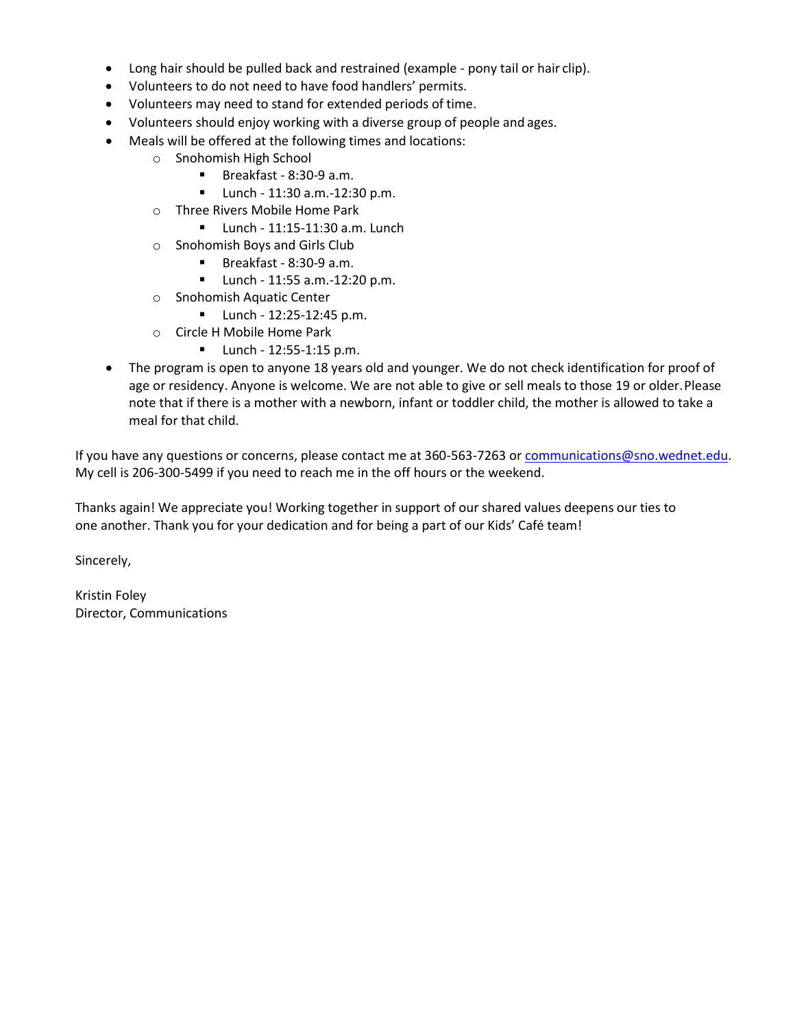- Long hair should be pulled back and restrained (example - pony tail or hair clip).
- Volunteers to do not need to have food handlers' permits.
- Volunteers may need to stand for extended periods of time.
- Volunteers should enjoy working with a diverse group of people and ages.
- Meals will be offered at the following times and locations:
  - Snohomish High School
    - Breakfast - 8:30-9 a.m.
    - Lunch - 11:30 a.m.-12:30 p.m.
  - Three Rivers Mobile Home Park
    - Lunch - 11:15-11:30 a.m. Lunch
  - Snohomish Boys and Girls Club
    - Breakfast - 8:30-9 a.m.
    - Lunch - 11:55 a.m.-12:20 p.m.
  - Snohomish Aquatic Center
    - Lunch - 12:25-12:45 p.m.
  - Circle H Mobile Home Park
    - Lunch - 12:55-1:15 p.m.
- The program is open to anyone 18 years old and younger. We do not check identification for proof of age or residency. Anyone is welcome. We are not able to give or sell meals to those 19 or older. Please note that if there is a mother with a newborn, infant or toddler child, the mother is allowed to take a meal for that child.

If you have any questions or concerns, please contact me at 360-563-7263 or communications@sno.wednet.edu. My cell is 206-300-5499 if you need to reach me in the off hours or the weekend.

Thanks again! We appreciate you! Working together in support of our shared values deepens our ties to one another. Thank you for your dedication and for being a part of our Kids' Café team!

Sincerely,

Kristin Foley
Director, Communications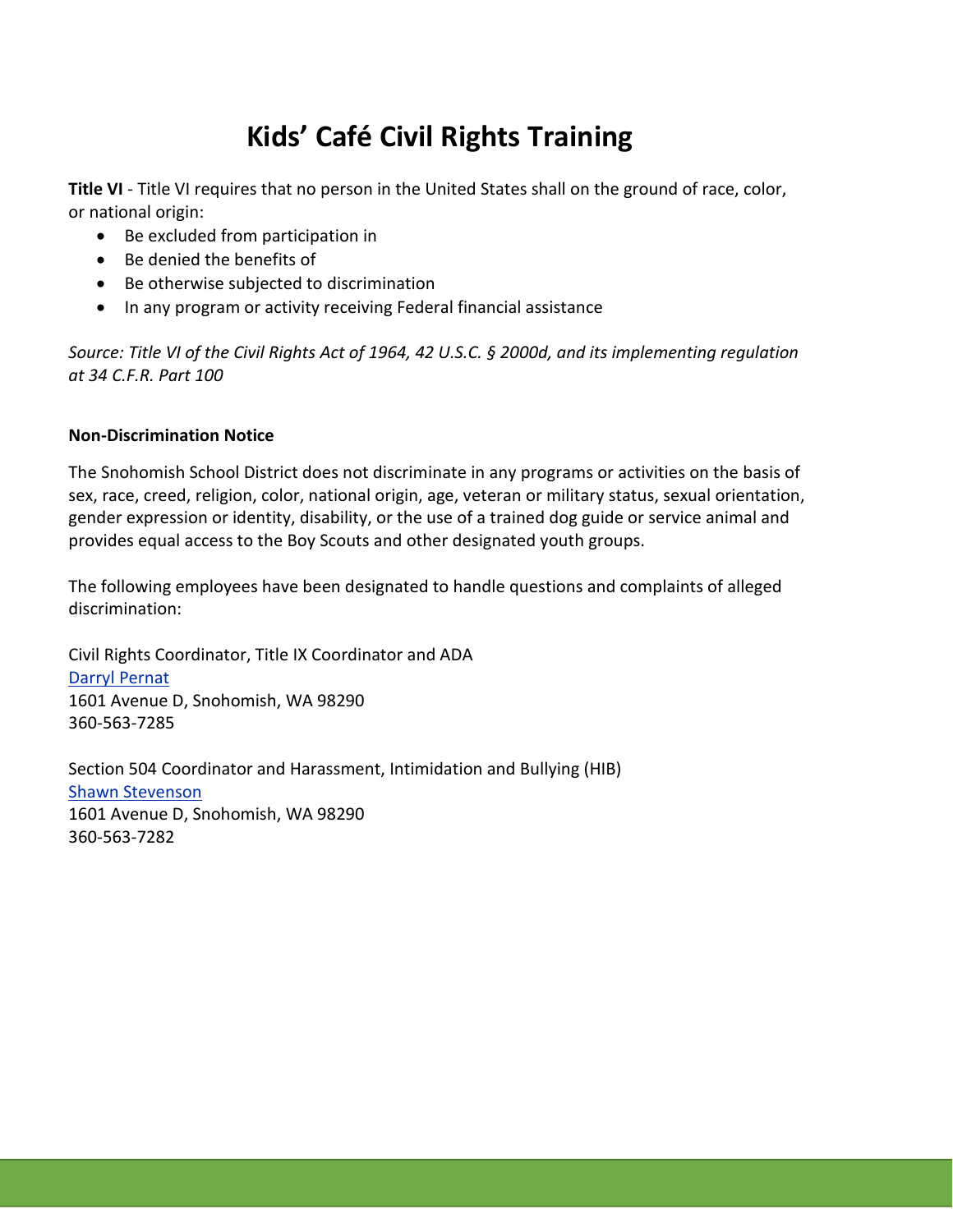# Kids' Café Civil Rights Training

**Title VI** - Title VI requires that no person in the United States shall on the ground of race, color, or national origin:

- Be excluded from participation in
- Be denied the benefits of
- Be otherwise subjected to discrimination
- In any program or activity receiving Federal financial assistance

*Source: Title VI of the Civil Rights Act of 1964, 42 U.S.C. § 2000d, and its implementing regulation at 34 C.F.R. Part 100*

**Non-Discrimination Notice**

The Snohomish School District does not discriminate in any programs or activities on the basis of sex, race, creed, religion, color, national origin, age, veteran or military status, sexual orientation, gender expression or identity, disability, or the use of a trained dog guide or service animal and provides equal access to the Boy Scouts and other designated youth groups.

The following employees have been designated to handle questions and complaints of alleged discrimination:

Civil Rights Coordinator, Title IX Coordinator and ADA
Darryl Pernat
1601 Avenue D, Snohomish, WA 98290
360-563-7285

Section 504 Coordinator and Harassment, Intimidation and Bullying (HIB)
Shawn Stevenson
1601 Avenue D, Snohomish, WA 98290
360-563-7282